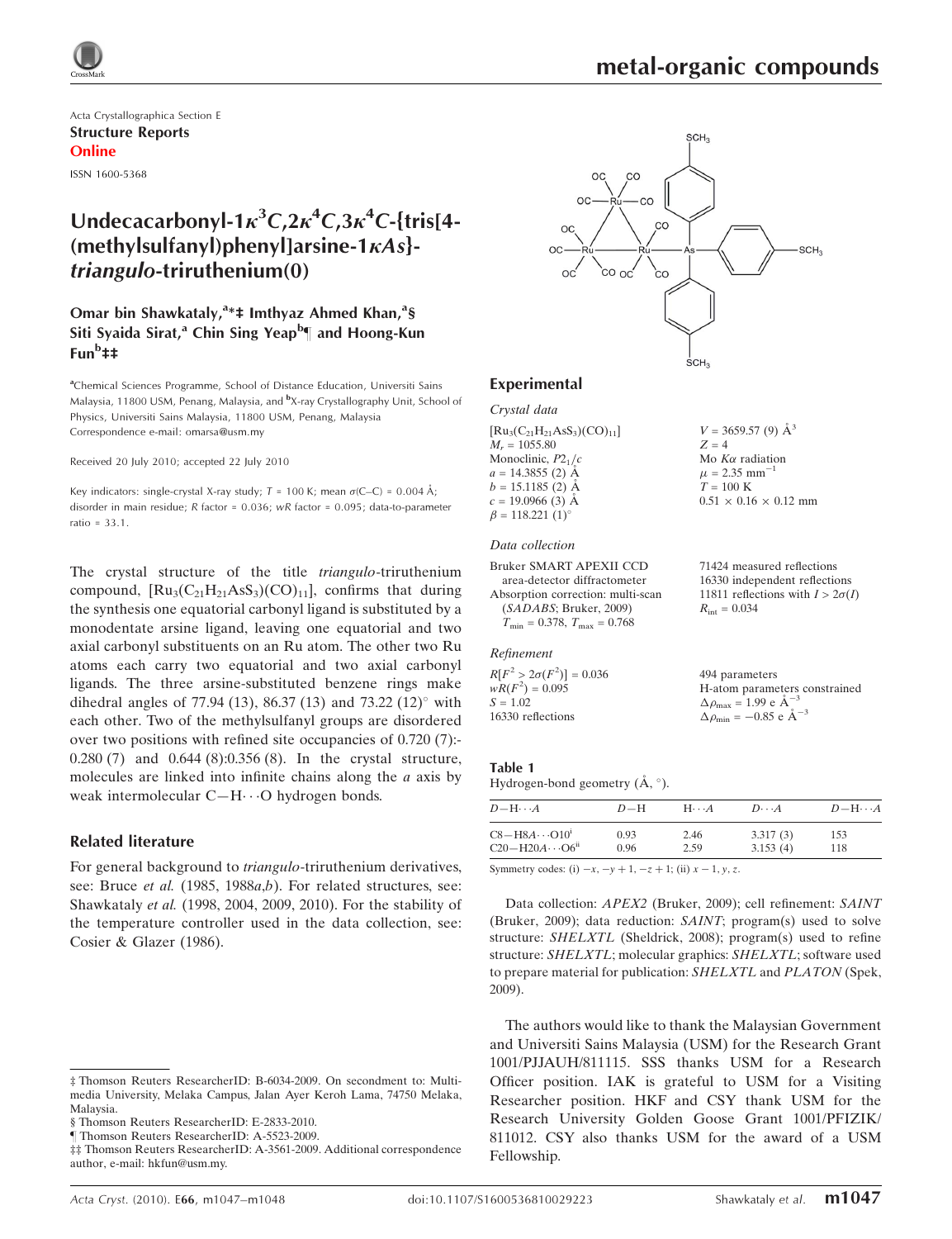Acta Crystallographica Section E

**Structure Reports Online**

ISSN 1600-5368

# Undecacarbonyl-1$\kappa^3C$,2$\kappa^4C$,3$\kappa^4C$-{tris[4-(methylsulfanyl)phenyl]arsine-1$\kappa As$}-*triangulo*-triruthenium(0)

**Omar bin Shawkataly,[a]*‡ Imthyaz Ahmed Khan,[a]§ Siti Syaida Sirat,[a] Chin Sing Yeap[b]¶ and Hoong-Kun Fun[b]‡‡**

[a]Chemical Sciences Programme, School of Distance Education, Universiti Sains Malaysia, 11800 USM, Penang, Malaysia, and [b]X-ray Crystallography Unit, School of Physics, Universiti Sains Malaysia, 11800 USM, Penang, Malaysia
Correspondence e-mail: omarsa@usm.my

Received 20 July 2010; accepted 22 July 2010

Key indicators: single-crystal X-ray study; $T$ = 100 K; mean $\sigma$(C–C) = 0.004 Å; disorder in main residue; $R$ factor = 0.036; $wR$ factor = 0.095; data-to-parameter ratio = 33.1.

The crystal structure of the title *triangulo*-triruthenium compound, $[Ru_3(C_{21}H_{21}AsS_3)(CO)_{11}]$, confirms that during the synthesis one equatorial carbonyl ligand is substituted by a monodentate arsine ligand, leaving one equatorial and two axial carbonyl substituents on an Ru atom. The other two Ru atoms each carry two equatorial and two axial carbonyl ligands. The three arsine-substituted benzene rings make dihedral angles of 77.94 (13), 86.37 (13) and 73.22 (12)° with each other. Two of the methylsulfanyl groups are disordered over two positions with refined site occupancies of 0.720 (7):-0.280 (7) and 0.644 (8):0.356 (8). In the crystal structure, molecules are linked into infinite chains along the $a$ axis by weak intermolecular C—H···O hydrogen bonds.

## Related literature

For general background to *triangulo*-triruthenium derivatives, see: Bruce *et al.* (1985, 1988*a*,*b*). For related structures, see: Shawkataly *et al.* (1998, 2004, 2009, 2010). For the stability of the temperature controller used in the data collection, see: Cosier & Glazer (1986).

## Experimental

### Crystal data

$[Ru_3(C_{21}H_{21}AsS_3)(CO)_{11}]$
$M_r$ = 1055.80
Monoclinic, $P2_1/c$
$a$ = 14.3855 (2) Å
$b$ = 15.1185 (2) Å
$c$ = 19.0966 (3) Å
$\beta$ = 118.221 (1)°
$V$ = 3659.57 (9) Å$^3$
$Z$ = 4
Mo $K\alpha$ radiation
$\mu$ = 2.35 mm$^{-1}$
$T$ = 100 K
0.51 × 0.16 × 0.12 mm

### Data collection

Bruker SMART APEXII CCD area-detector diffractometer
Absorption correction: multi-scan (*SADABS*; Bruker, 2009)
$T_{min}$ = 0.378, $T_{max}$ = 0.768
71424 measured reflections
16330 independent reflections
11811 reflections with $I > 2\sigma(I)$
$R_{int}$ = 0.034

### Refinement

$R[F^2 > 2\sigma(F^2)]$ = 0.036
$wR(F^2)$ = 0.095
$S$ = 1.02
16330 reflections
494 parameters
H-atom parameters constrained
$\Delta\rho_{max}$ = 1.99 e Å$^{-3}$
$\Delta\rho_{min}$ = −0.85 e Å$^{-3}$

**Table 1**
Hydrogen-bond geometry (Å, °).

| $D$—H···$A$ | $D$—H | H···$A$ | $D$···$A$ | $D$—H···$A$ |
|---|---|---|---|---|
| C8—H8$A$···O10[i] | 0.93 | 2.46 | 3.317 (3) | 153 |
| C20—H20$A$···O6[ii] | 0.96 | 2.59 | 3.153 (4) | 118 |

Symmetry codes: (i) $-x, -y+1, -z+1$; (ii) $x-1, y, z$.

Data collection: *APEX2* (Bruker, 2009); cell refinement: *SAINT* (Bruker, 2009); data reduction: *SAINT*; program(s) used to solve structure: *SHELXTL* (Sheldrick, 2008); program(s) used to refine structure: *SHELXTL*; molecular graphics: *SHELXTL*; software used to prepare material for publication: *SHELXTL* and *PLATON* (Spek, 2009).

The authors would like to thank the Malaysian Government and Universiti Sains Malaysia (USM) for the Research Grant 1001/PJJAUH/811115. SSS thanks USM for a Research Officer position. IAK is grateful to USM for a Visiting Researcher position. HKF and CSY thank USM for the Research University Golden Goose Grant 1001/PFIZIK/811012. CSY also thanks USM for the award of a USM Fellowship.

‡ Thomson Reuters ResearcherID: B-6034-2009. On secondment to: Multimedia University, Melaka Campus, Jalan Ayer Keroh Lama, 74750 Melaka, Malaysia.
§ Thomson Reuters ResearcherID: E-2833-2010.
¶ Thomson Reuters ResearcherID: A-5523-2009.
‡‡ Thomson Reuters ResearcherID: A-3561-2009. Additional correspondence author, e-mail: hkfun@usm.my.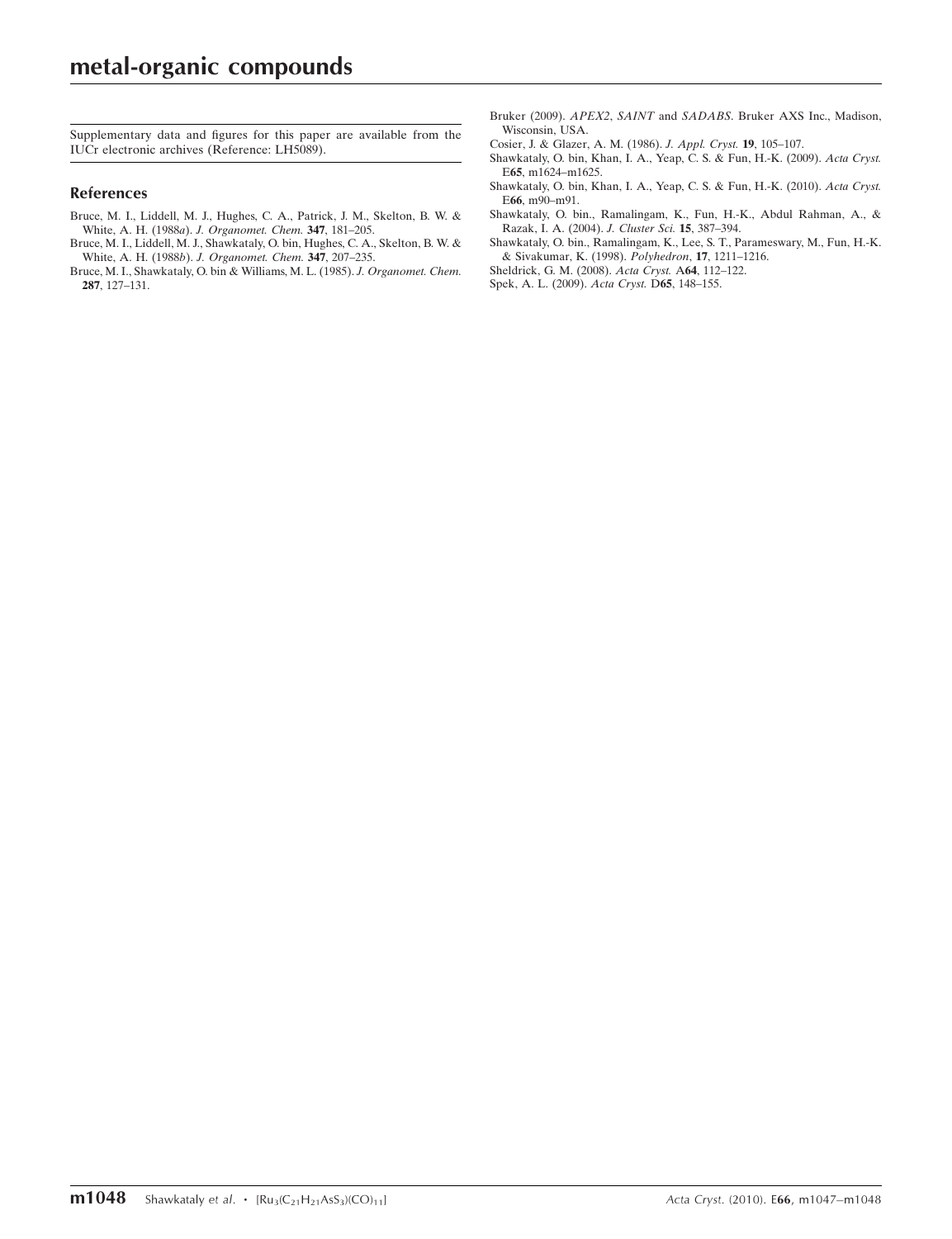Supplementary data and figures for this paper are available from the IUCr electronic archives (Reference: LH5089).

## References

Bruce, M. I., Liddell, M. J., Hughes, C. A., Patrick, J. M., Skelton, B. W. & White, A. H. (1988*a*). *J. Organomet. Chem.* **347**, 181–205.

Bruce, M. I., Liddell, M. J., Shawkataly, O. bin, Hughes, C. A., Skelton, B. W. & White, A. H. (1988*b*). *J. Organomet. Chem.* **347**, 207–235.

Bruce, M. I., Shawkataly, O. bin & Williams, M. L. (1985). *J. Organomet. Chem.* **287**, 127–131.

Bruker (2009). *APEX2*, *SAINT* and *SADABS*. Bruker AXS Inc., Madison, Wisconsin, USA.

Cosier, J. & Glazer, A. M. (1986). *J. Appl. Cryst.* **19**, 105–107.

Shawkataly, O. bin, Khan, I. A., Yeap, C. S. & Fun, H.-K. (2009). *Acta Cryst.* E**65**, m1624–m1625.

Shawkataly, O. bin, Khan, I. A., Yeap, C. S. & Fun, H.-K. (2010). *Acta Cryst.* E**66**, m90–m91.

Shawkataly, O. bin., Ramalingam, K., Fun, H.-K., Abdul Rahman, A., & Razak, I. A. (2004). *J. Cluster Sci.* **15**, 387–394.

Shawkataly, O. bin., Ramalingam, K., Lee, S. T., Parameswary, M., Fun, H.-K. & Sivakumar, K. (1998). *Polyhedron*, **17**, 1211–1216.

Sheldrick, G. M. (2008). *Acta Cryst.* A**64**, 112–122.

Spek, A. L. (2009). *Acta Cryst.* D**65**, 148–155.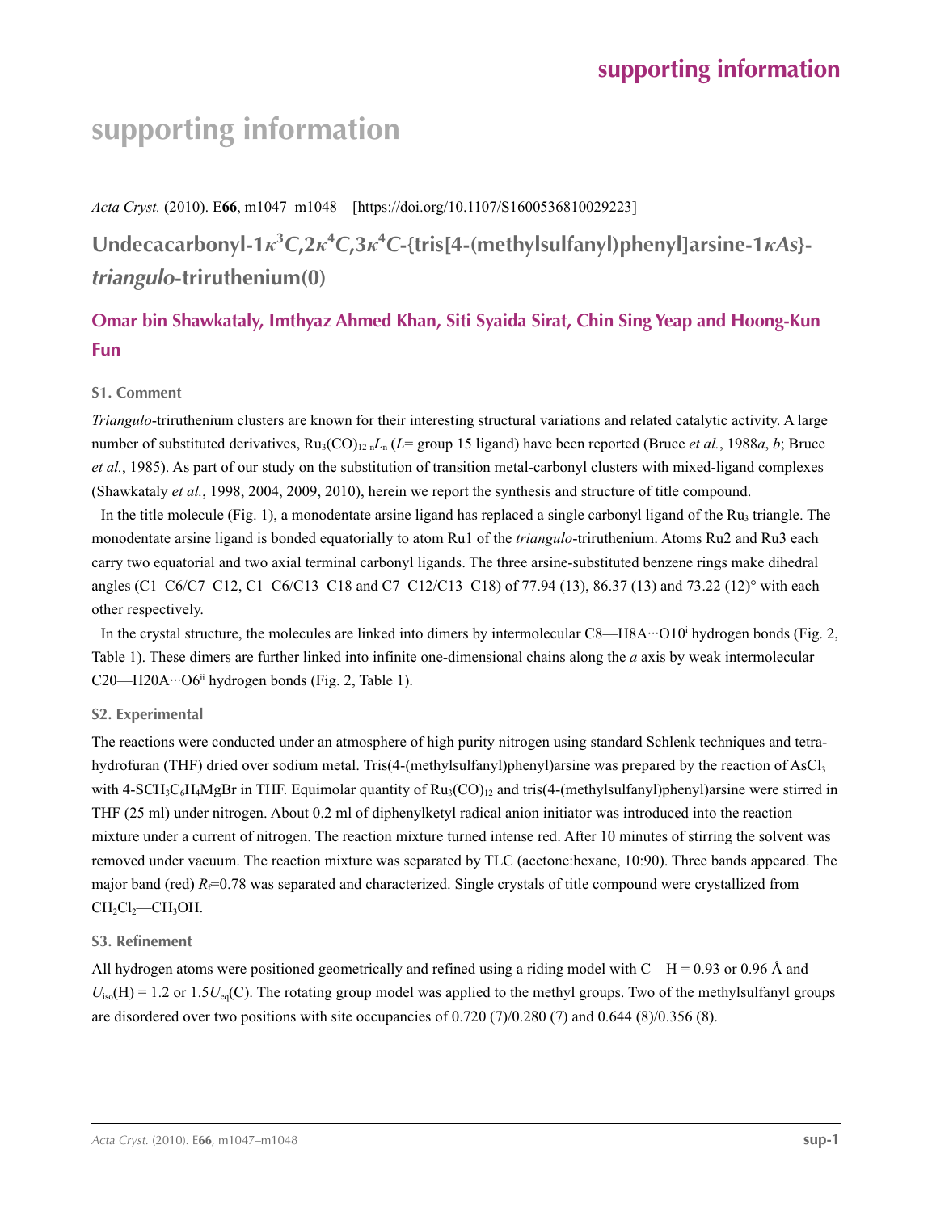# supporting information

*Acta Cryst.* (2010). E**66**, m1047–m1048 [https://doi.org/10.1107/S1600536810029223]

## Undecacarbonyl-1$\kappa^3C$,2$\kappa^4C$,3$\kappa^4C$-{tris[4-(methylsulfanyl)phenyl]arsine-1$\kappa As$}-*triangulo*-triruthenium(0)

### Omar bin Shawkataly, Imthyaz Ahmed Khan, Siti Syaida Sirat, Chin Sing Yeap and Hoong-Kun Fun

### S1. Comment

*Triangulo*-triruthenium clusters are known for their interesting structural variations and related catalytic activity. A large number of substituted derivatives, $Ru_3(CO)_{12-n}L_n$ ($L$= group 15 ligand) have been reported (Bruce *et al.*, 1988*a*, *b*; Bruce *et al.*, 1985). As part of our study on the substitution of transition metal-carbonyl clusters with mixed-ligand complexes (Shawkataly *et al.*, 1998, 2004, 2009, 2010), herein we report the synthesis and structure of title compound.

In the title molecule (Fig. 1), a monodentate arsine ligand has replaced a single carbonyl ligand of the $Ru_3$ triangle. The monodentate arsine ligand is bonded equatorially to atom Ru1 of the *triangulo*-triruthenium. Atoms Ru2 and Ru3 each carry two equatorial and two axial terminal carbonyl ligands. The three arsine-substituted benzene rings make dihedral angles (C1–C6/C7–C12, C1–C6/C13–C18 and C7–C12/C13–C18) of 77.94 (13), 86.37 (13) and 73.22 (12)° with each other respectively.

In the crystal structure, the molecules are linked into dimers by intermolecular C8—H8A···O10[i] hydrogen bonds (Fig. 2, Table 1). These dimers are further linked into infinite one-dimensional chains along the *a* axis by weak intermolecular C20—H20A···O6[ii] hydrogen bonds (Fig. 2, Table 1).

### S2. Experimental

The reactions were conducted under an atmosphere of high purity nitrogen using standard Schlenk techniques and tetrahydrofuran (THF) dried over sodium metal. Tris(4-(methylsulfanyl)phenyl)arsine was prepared by the reaction of $AsCl_3$ with 4-$SCH_3C_6H_4MgBr$ in THF. Equimolar quantity of $Ru_3(CO)_{12}$ and tris(4-(methylsulfanyl)phenyl)arsine were stirred in THF (25 ml) under nitrogen. About 0.2 ml of diphenylketyl radical anion initiator was introduced into the reaction mixture under a current of nitrogen. The reaction mixture turned intense red. After 10 minutes of stirring the solvent was removed under vacuum. The reaction mixture was separated by TLC (acetone:hexane, 10:90). Three bands appeared. The major band (red) $R_f$=0.78 was separated and characterized. Single crystals of title compound were crystallized from $CH_2Cl_2$—$CH_3OH$.

### S3. Refinement

All hydrogen atoms were positioned geometrically and refined using a riding model with C—H = 0.93 or 0.96 Å and $U_{iso}$(H) = 1.2 or 1.5$U_{eq}$(C). The rotating group model was applied to the methyl groups. Two of the methylsulfanyl groups are disordered over two positions with site occupancies of 0.720 (7)/0.280 (7) and 0.644 (8)/0.356 (8).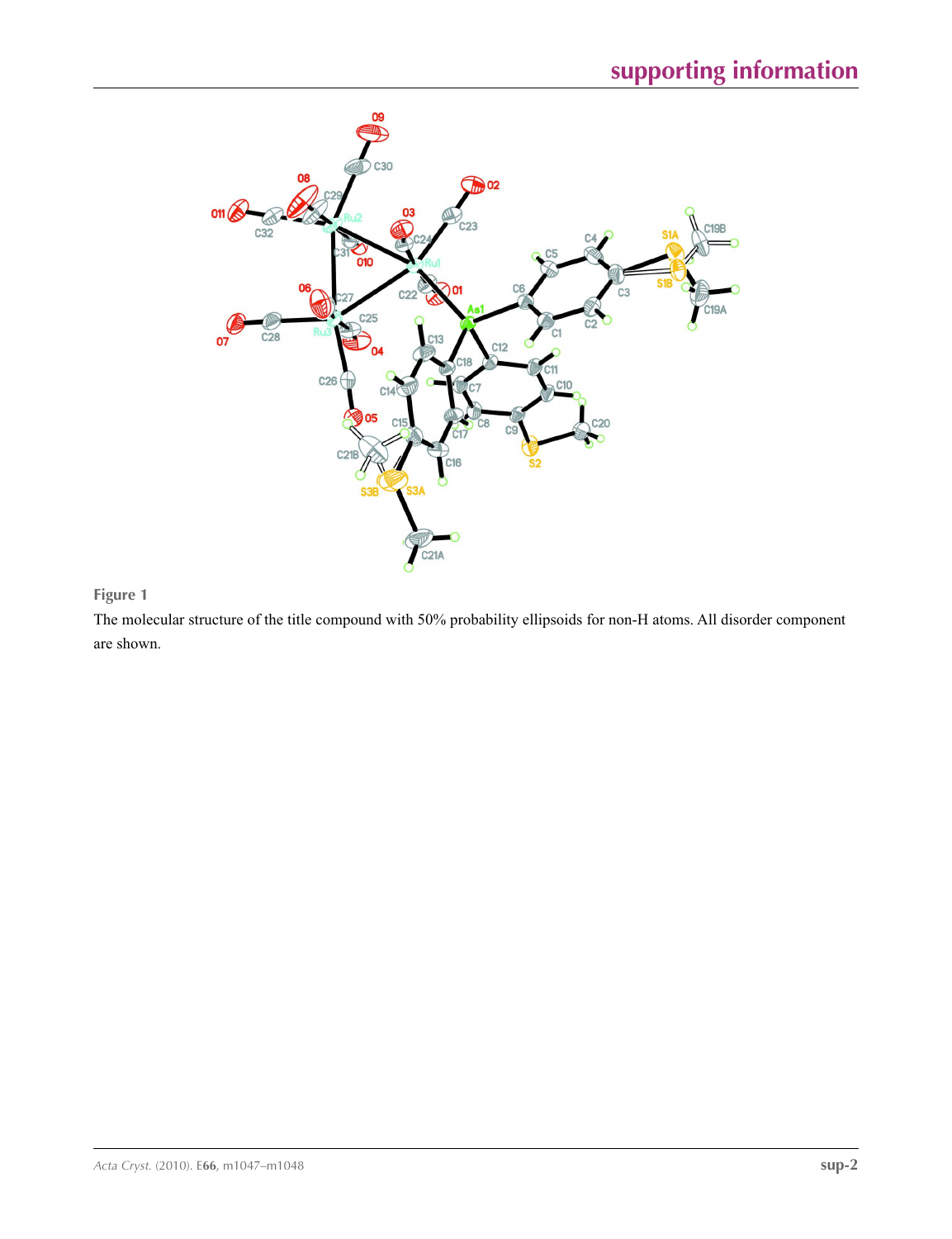**Figure 1**

The molecular structure of the title compound with 50% probability ellipsoids for non-H atoms. All disorder component are shown.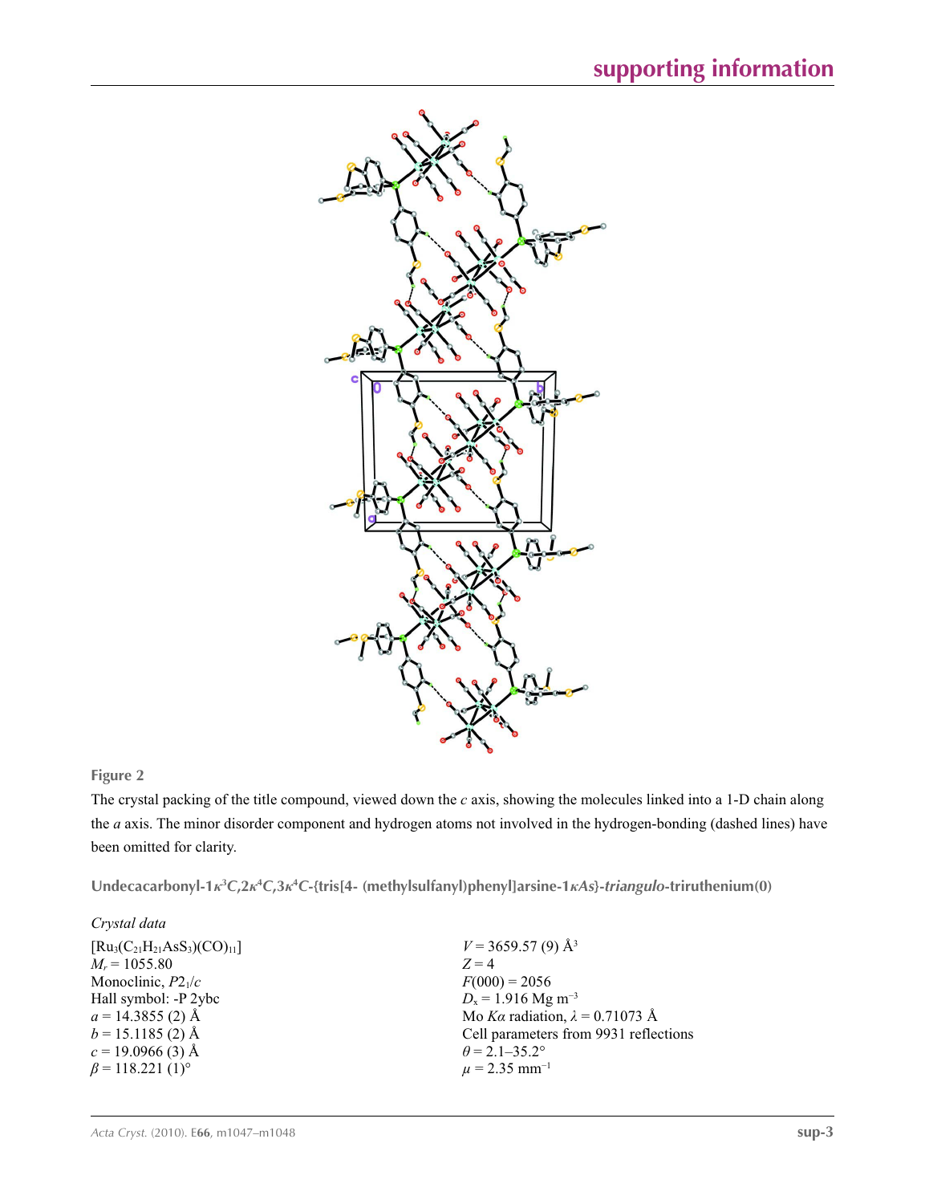**Figure 2**

The crystal packing of the title compound, viewed down the *c* axis, showing the molecules linked into a 1-D chain along the *a* axis. The minor disorder component and hydrogen atoms not involved in the hydrogen-bonding (dashed lines) have been omitted for clarity.

## Undecacarbonyl-1$\kappa^3C$,2$\kappa^4C$,3$\kappa^4C$-{tris[4- (methylsulfanyl)phenyl]arsine-1$\kappa As$}-*triangulo*-triruthenium(0)

### *Crystal data*

$[Ru_3(C_{21}H_{21}AsS_3)(CO)_{11}]$
$M_r = 1055.80$
Monoclinic, $P2_1/c$
Hall symbol: -P 2ybc
$a = 14.3855$ (2) Å
$b = 15.1185$ (2) Å
$c = 19.0966$ (3) Å
$\beta = 118.221$ (1)°
$V = 3659.57$ (9) Å$^3$
$Z = 4$
$F(000) = 2056$
$D_x = 1.916$ Mg m$^{-3}$
Mo $K\alpha$ radiation, $\lambda = 0.71073$ Å
Cell parameters from 9931 reflections
$\theta = 2.1$–$35.2°$
$\mu = 2.35$ mm$^{-1}$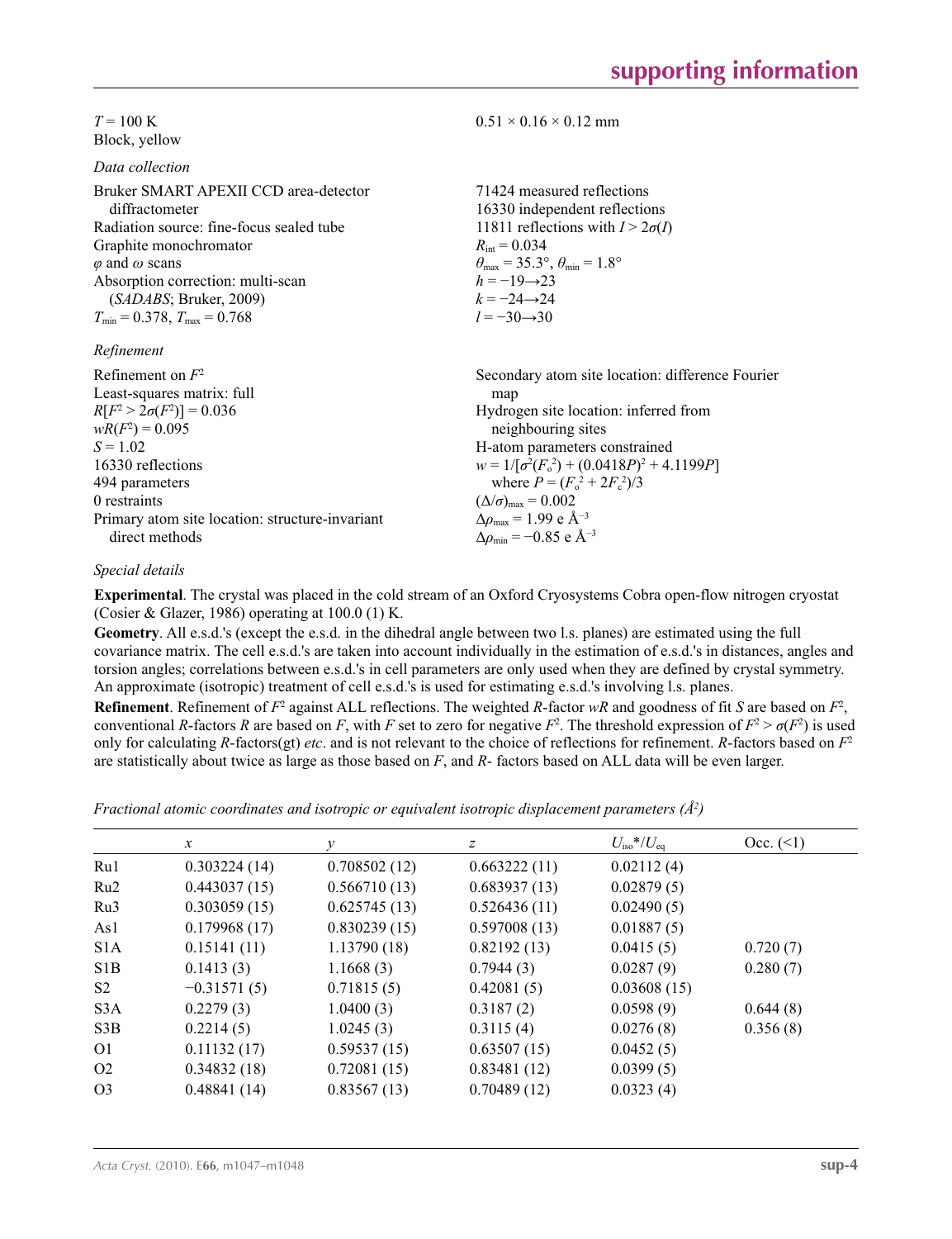$T = 100$ K
Block, yellow

$0.51 \times 0.16 \times 0.12$ mm

*Data collection*

Bruker SMART APEXII CCD area-detector diffractometer
Radiation source: fine-focus sealed tube
Graphite monochromator
$\varphi$ and $\omega$ scans
Absorption correction: multi-scan (*SADABS*; Bruker, 2009)
$T_{min} = 0.378$, $T_{max} = 0.768$

71424 measured reflections
16330 independent reflections
11811 reflections with $I > 2\sigma(I)$
$R_{int} = 0.034$
$\theta_{max} = 35.3°$, $\theta_{min} = 1.8°$
$h = -19 \rightarrow 23$
$k = -24 \rightarrow 24$
$l = -30 \rightarrow 30$

*Refinement*

Refinement on $F^2$
Least-squares matrix: full
$R[F^2 > 2\sigma(F^2)] = 0.036$
$wR(F^2) = 0.095$
$S = 1.02$
16330 reflections
494 parameters
0 restraints
Primary atom site location: structure-invariant direct methods

Secondary atom site location: difference Fourier map
Hydrogen site location: inferred from neighbouring sites
H-atom parameters constrained
$w = 1/[\sigma^2(F_o^2) + (0.0418P)^2 + 4.1199P]$ where $P = (F_o^2 + 2F_c^2)/3$
$(\Delta/\sigma)_{max} = 0.002$
$\Delta\rho_{max} = 1.99$ e Å$^{-3}$
$\Delta\rho_{min} = -0.85$ e Å$^{-3}$

*Special details*

**Experimental**. The crystal was placed in the cold stream of an Oxford Cryosystems Cobra open-flow nitrogen cryostat (Cosier & Glazer, 1986) operating at 100.0 (1) K.

**Geometry**. All e.s.d.'s (except the e.s.d. in the dihedral angle between two l.s. planes) are estimated using the full covariance matrix. The cell e.s.d.'s are taken into account individually in the estimation of e.s.d.'s in distances, angles and torsion angles; correlations between e.s.d.'s in cell parameters are only used when they are defined by crystal symmetry. An approximate (isotropic) treatment of cell e.s.d.'s is used for estimating e.s.d.'s involving l.s. planes.

**Refinement**. Refinement of $F^2$ against ALL reflections. The weighted $R$-factor $wR$ and goodness of fit $S$ are based on $F^2$, conventional $R$-factors $R$ are based on $F$, with $F$ set to zero for negative $F^2$. The threshold expression of $F^2 > \sigma(F^2)$ is used only for calculating $R$-factors(gt) *etc*. and is not relevant to the choice of reflections for refinement. $R$-factors based on $F^2$ are statistically about twice as large as those based on $F$, and $R$- factors based on ALL data will be even larger.

*Fractional atomic coordinates and isotropic or equivalent isotropic displacement parameters (Å$^2$)*

| | $x$ | $y$ | $z$ | $U_{iso}$*/$U_{eq}$ | Occ. (<1) |
|---|---|---|---|---|---|
| Ru1 | 0.303224 (14) | 0.708502 (12) | 0.663222 (11) | 0.02112 (4) | |
| Ru2 | 0.443037 (15) | 0.566710 (13) | 0.683937 (13) | 0.02879 (5) | |
| Ru3 | 0.303059 (15) | 0.625745 (13) | 0.526436 (11) | 0.02490 (5) | |
| As1 | 0.179968 (17) | 0.830239 (15) | 0.597008 (13) | 0.01887 (5) | |
| S1A | 0.15141 (11) | 1.13790 (18) | 0.82192 (13) | 0.0415 (5) | 0.720 (7) |
| S1B | 0.1413 (3) | 1.1668 (3) | 0.7944 (3) | 0.0287 (9) | 0.280 (7) |
| S2 | −0.31571 (5) | 0.71815 (5) | 0.42081 (5) | 0.03608 (15) | |
| S3A | 0.2279 (3) | 1.0400 (3) | 0.3187 (2) | 0.0598 (9) | 0.644 (8) |
| S3B | 0.2214 (5) | 1.0245 (3) | 0.3115 (4) | 0.0276 (8) | 0.356 (8) |
| O1 | 0.11132 (17) | 0.59537 (15) | 0.63507 (15) | 0.0452 (5) | |
| O2 | 0.34832 (18) | 0.72081 (15) | 0.83481 (12) | 0.0399 (5) | |
| O3 | 0.48841 (14) | 0.83567 (13) | 0.70489 (12) | 0.0323 (4) | |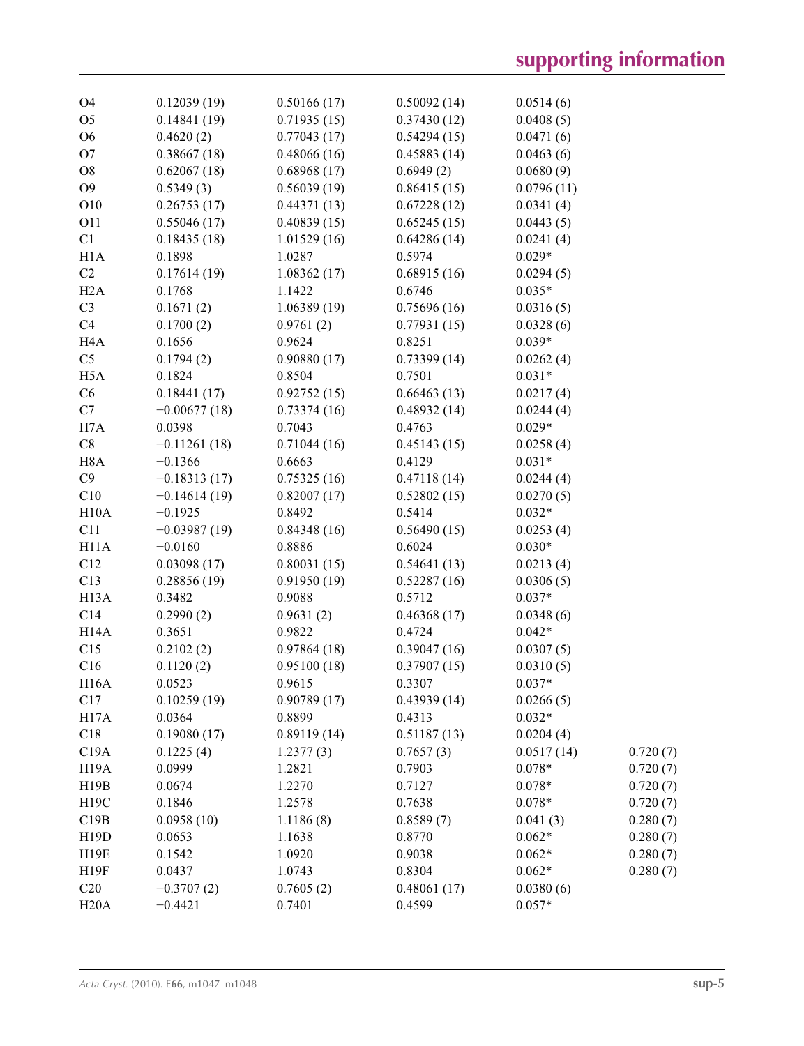| | | | | | |
|---|---|---|---|---|---|
| O4 | 0.12039 (19) | 0.50166 (17) | 0.50092 (14) | 0.0514 (6) | |
| O5 | 0.14841 (19) | 0.71935 (15) | 0.37430 (12) | 0.0408 (5) | |
| O6 | 0.4620 (2) | 0.77043 (17) | 0.54294 (15) | 0.0471 (6) | |
| O7 | 0.38667 (18) | 0.48066 (16) | 0.45883 (14) | 0.0463 (6) | |
| O8 | 0.62067 (18) | 0.68968 (17) | 0.6949 (2) | 0.0680 (9) | |
| O9 | 0.5349 (3) | 0.56039 (19) | 0.86415 (15) | 0.0796 (11) | |
| O10 | 0.26753 (17) | 0.44371 (13) | 0.67228 (12) | 0.0341 (4) | |
| O11 | 0.55046 (17) | 0.40839 (15) | 0.65245 (15) | 0.0443 (5) | |
| C1 | 0.18435 (18) | 1.01529 (16) | 0.64286 (14) | 0.0241 (4) | |
| H1A | 0.1898 | 1.0287 | 0.5974 | 0.029* | |
| C2 | 0.17614 (19) | 1.08362 (17) | 0.68915 (16) | 0.0294 (5) | |
| H2A | 0.1768 | 1.1422 | 0.6746 | 0.035* | |
| C3 | 0.1671 (2) | 1.06389 (19) | 0.75696 (16) | 0.0316 (5) | |
| C4 | 0.1700 (2) | 0.9761 (2) | 0.77931 (15) | 0.0328 (6) | |
| H4A | 0.1656 | 0.9624 | 0.8251 | 0.039* | |
| C5 | 0.1794 (2) | 0.90880 (17) | 0.73399 (14) | 0.0262 (4) | |
| H5A | 0.1824 | 0.8504 | 0.7501 | 0.031* | |
| C6 | 0.18441 (17) | 0.92752 (15) | 0.66463 (13) | 0.0217 (4) | |
| C7 | −0.00677 (18) | 0.73374 (16) | 0.48932 (14) | 0.0244 (4) | |
| H7A | 0.0398 | 0.7043 | 0.4763 | 0.029* | |
| C8 | −0.11261 (18) | 0.71044 (16) | 0.45143 (15) | 0.0258 (4) | |
| H8A | −0.1366 | 0.6663 | 0.4129 | 0.031* | |
| C9 | −0.18313 (17) | 0.75325 (16) | 0.47118 (14) | 0.0244 (4) | |
| C10 | −0.14614 (19) | 0.82007 (17) | 0.52802 (15) | 0.0270 (5) | |
| H10A | −0.1925 | 0.8492 | 0.5414 | 0.032* | |
| C11 | −0.03987 (19) | 0.84348 (16) | 0.56490 (15) | 0.0253 (4) | |
| H11A | −0.0160 | 0.8886 | 0.6024 | 0.030* | |
| C12 | 0.03098 (17) | 0.80031 (15) | 0.54641 (13) | 0.0213 (4) | |
| C13 | 0.28856 (19) | 0.91950 (19) | 0.52287 (16) | 0.0306 (5) | |
| H13A | 0.3482 | 0.9088 | 0.5712 | 0.037* | |
| C14 | 0.2990 (2) | 0.9631 (2) | 0.46368 (17) | 0.0348 (6) | |
| H14A | 0.3651 | 0.9822 | 0.4724 | 0.042* | |
| C15 | 0.2102 (2) | 0.97864 (18) | 0.39047 (16) | 0.0307 (5) | |
| C16 | 0.1120 (2) | 0.95100 (18) | 0.37907 (15) | 0.0310 (5) | |
| H16A | 0.0523 | 0.9615 | 0.3307 | 0.037* | |
| C17 | 0.10259 (19) | 0.90789 (17) | 0.43939 (14) | 0.0266 (5) | |
| H17A | 0.0364 | 0.8899 | 0.4313 | 0.032* | |
| C18 | 0.19080 (17) | 0.89119 (14) | 0.51187 (13) | 0.0204 (4) | |
| C19A | 0.1225 (4) | 1.2377 (3) | 0.7657 (3) | 0.0517 (14) | 0.720 (7) |
| H19A | 0.0999 | 1.2821 | 0.7903 | 0.078* | 0.720 (7) |
| H19B | 0.0674 | 1.2270 | 0.7127 | 0.078* | 0.720 (7) |
| H19C | 0.1846 | 1.2578 | 0.7638 | 0.078* | 0.720 (7) |
| C19B | 0.0958 (10) | 1.1186 (8) | 0.8589 (7) | 0.041 (3) | 0.280 (7) |
| H19D | 0.0653 | 1.1638 | 0.8770 | 0.062* | 0.280 (7) |
| H19E | 0.1542 | 1.0920 | 0.9038 | 0.062* | 0.280 (7) |
| H19F | 0.0437 | 1.0743 | 0.8304 | 0.062* | 0.280 (7) |
| C20 | −0.3707 (2) | 0.7605 (2) | 0.48061 (17) | 0.0380 (6) | |
| H20A | −0.4421 | 0.7401 | 0.4599 | 0.057* | |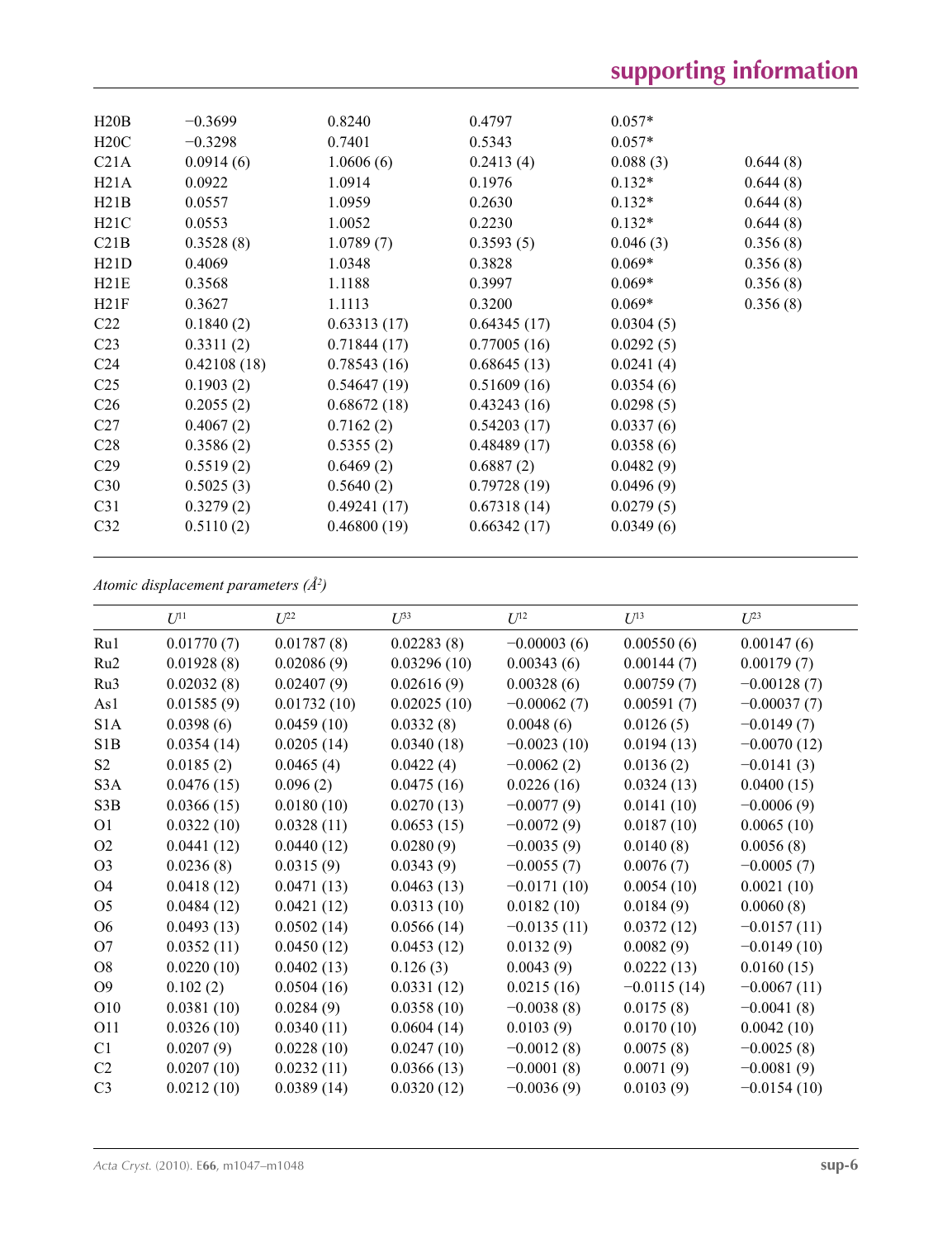| | | | | | |
|---|---|---|---|---|---|
| H20B | −0.3699 | 0.8240 | 0.4797 | 0.057* | |
| H20C | −0.3298 | 0.7401 | 0.5343 | 0.057* | |
| C21A | 0.0914 (6) | 1.0606 (6) | 0.2413 (4) | 0.088 (3) | 0.644 (8) |
| H21A | 0.0922 | 1.0914 | 0.1976 | 0.132* | 0.644 (8) |
| H21B | 0.0557 | 1.0959 | 0.2630 | 0.132* | 0.644 (8) |
| H21C | 0.0553 | 1.0052 | 0.2230 | 0.132* | 0.644 (8) |
| C21B | 0.3528 (8) | 1.0789 (7) | 0.3593 (5) | 0.046 (3) | 0.356 (8) |
| H21D | 0.4069 | 1.0348 | 0.3828 | 0.069* | 0.356 (8) |
| H21E | 0.3568 | 1.1188 | 0.3997 | 0.069* | 0.356 (8) |
| H21F | 0.3627 | 1.1113 | 0.3200 | 0.069* | 0.356 (8) |
| C22 | 0.1840 (2) | 0.63313 (17) | 0.64345 (17) | 0.0304 (5) | |
| C23 | 0.3311 (2) | 0.71844 (17) | 0.77005 (16) | 0.0292 (5) | |
| C24 | 0.42108 (18) | 0.78543 (16) | 0.68645 (13) | 0.0241 (4) | |
| C25 | 0.1903 (2) | 0.54647 (19) | 0.51609 (16) | 0.0354 (6) | |
| C26 | 0.2055 (2) | 0.68672 (18) | 0.43243 (16) | 0.0298 (5) | |
| C27 | 0.4067 (2) | 0.7162 (2) | 0.54203 (17) | 0.0337 (6) | |
| C28 | 0.3586 (2) | 0.5355 (2) | 0.48489 (17) | 0.0358 (6) | |
| C29 | 0.5519 (2) | 0.6469 (2) | 0.6887 (2) | 0.0482 (9) | |
| C30 | 0.5025 (3) | 0.5640 (2) | 0.79728 (19) | 0.0496 (9) | |
| C31 | 0.3279 (2) | 0.49241 (17) | 0.67318 (14) | 0.0279 (5) | |
| C32 | 0.5110 (2) | 0.46800 (19) | 0.66342 (17) | 0.0349 (6) | |

*Atomic displacement parameters (Å²)*

| | $U^{11}$ | $U^{22}$ | $U^{33}$ | $U^{12}$ | $U^{13}$ | $U^{23}$ |
|---|---|---|---|---|---|---|
| Ru1 | 0.01770 (7) | 0.01787 (8) | 0.02283 (8) | −0.00003 (6) | 0.00550 (6) | 0.00147 (6) |
| Ru2 | 0.01928 (8) | 0.02086 (9) | 0.03296 (10) | 0.00343 (6) | 0.00144 (7) | 0.00179 (7) |
| Ru3 | 0.02032 (8) | 0.02407 (9) | 0.02616 (9) | 0.00328 (6) | 0.00759 (7) | −0.00128 (7) |
| As1 | 0.01585 (9) | 0.01732 (10) | 0.02025 (10) | −0.00062 (7) | 0.00591 (7) | −0.00037 (7) |
| S1A | 0.0398 (6) | 0.0459 (10) | 0.0332 (8) | 0.0048 (6) | 0.0126 (5) | −0.0149 (7) |
| S1B | 0.0354 (14) | 0.0205 (14) | 0.0340 (18) | −0.0023 (10) | 0.0194 (13) | −0.0070 (12) |
| S2 | 0.0185 (2) | 0.0465 (4) | 0.0422 (4) | −0.0062 (2) | 0.0136 (2) | −0.0141 (3) |
| S3A | 0.0476 (15) | 0.096 (2) | 0.0475 (16) | 0.0226 (16) | 0.0324 (13) | 0.0400 (15) |
| S3B | 0.0366 (15) | 0.0180 (10) | 0.0270 (13) | −0.0077 (9) | 0.0141 (10) | −0.0006 (9) |
| O1 | 0.0322 (10) | 0.0328 (11) | 0.0653 (15) | −0.0072 (9) | 0.0187 (10) | 0.0065 (10) |
| O2 | 0.0441 (12) | 0.0440 (12) | 0.0280 (9) | −0.0035 (9) | 0.0140 (8) | 0.0056 (8) |
| O3 | 0.0236 (8) | 0.0315 (9) | 0.0343 (9) | −0.0055 (7) | 0.0076 (7) | −0.0005 (7) |
| O4 | 0.0418 (12) | 0.0471 (13) | 0.0463 (13) | −0.0171 (10) | 0.0054 (10) | 0.0021 (10) |
| O5 | 0.0484 (12) | 0.0421 (12) | 0.0313 (10) | 0.0182 (10) | 0.0184 (9) | 0.0060 (8) |
| O6 | 0.0493 (13) | 0.0502 (14) | 0.0566 (14) | −0.0135 (11) | 0.0372 (12) | −0.0157 (11) |
| O7 | 0.0352 (11) | 0.0450 (12) | 0.0453 (12) | 0.0132 (9) | 0.0082 (9) | −0.0149 (10) |
| O8 | 0.0220 (10) | 0.0402 (13) | 0.126 (3) | 0.0043 (9) | 0.0222 (13) | 0.0160 (15) |
| O9 | 0.102 (2) | 0.0504 (16) | 0.0331 (12) | 0.0215 (16) | −0.0115 (14) | −0.0067 (11) |
| O10 | 0.0381 (10) | 0.0284 (9) | 0.0358 (10) | −0.0038 (8) | 0.0175 (8) | −0.0041 (8) |
| O11 | 0.0326 (10) | 0.0340 (11) | 0.0604 (14) | 0.0103 (9) | 0.0170 (10) | 0.0042 (10) |
| C1 | 0.0207 (9) | 0.0228 (10) | 0.0247 (10) | −0.0012 (8) | 0.0075 (8) | −0.0025 (8) |
| C2 | 0.0207 (10) | 0.0232 (11) | 0.0366 (13) | −0.0001 (8) | 0.0071 (9) | −0.0081 (9) |
| C3 | 0.0212 (10) | 0.0389 (14) | 0.0320 (12) | −0.0036 (9) | 0.0103 (9) | −0.0154 (10) |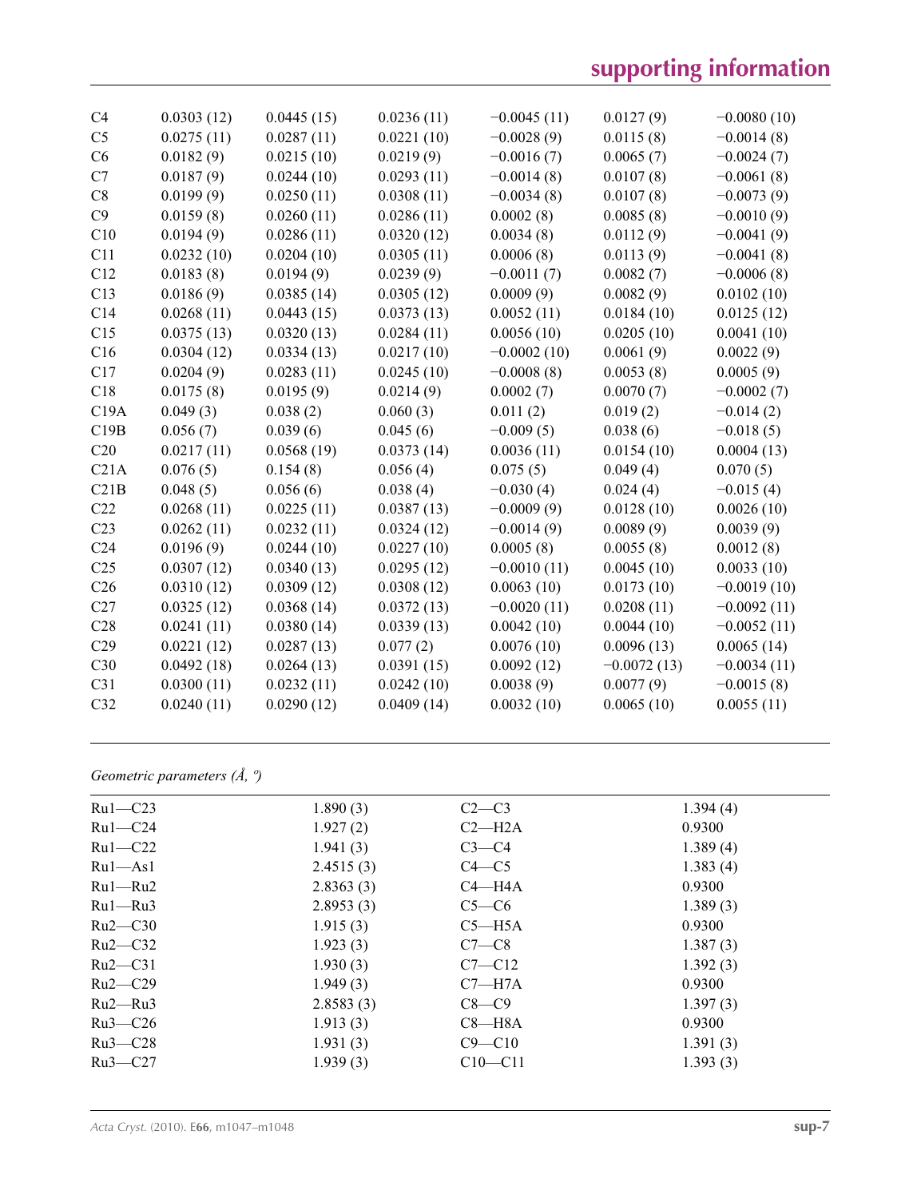| | | | | | | |
|---|---|---|---|---|---|---|
| C4 | 0.0303 (12) | 0.0445 (15) | 0.0236 (11) | −0.0045 (11) | 0.0127 (9) | −0.0080 (10) |
| C5 | 0.0275 (11) | 0.0287 (11) | 0.0221 (10) | −0.0028 (9) | 0.0115 (8) | −0.0014 (8) |
| C6 | 0.0182 (9) | 0.0215 (10) | 0.0219 (9) | −0.0016 (7) | 0.0065 (7) | −0.0024 (7) |
| C7 | 0.0187 (9) | 0.0244 (10) | 0.0293 (11) | −0.0014 (8) | 0.0107 (8) | −0.0061 (8) |
| C8 | 0.0199 (9) | 0.0250 (11) | 0.0308 (11) | −0.0034 (8) | 0.0107 (8) | −0.0073 (9) |
| C9 | 0.0159 (8) | 0.0260 (11) | 0.0286 (11) | 0.0002 (8) | 0.0085 (8) | −0.0010 (9) |
| C10 | 0.0194 (9) | 0.0286 (11) | 0.0320 (12) | 0.0034 (8) | 0.0112 (9) | −0.0041 (9) |
| C11 | 0.0232 (10) | 0.0204 (10) | 0.0305 (11) | 0.0006 (8) | 0.0113 (9) | −0.0041 (8) |
| C12 | 0.0183 (8) | 0.0194 (9) | 0.0239 (9) | −0.0011 (7) | 0.0082 (7) | −0.0006 (8) |
| C13 | 0.0186 (9) | 0.0385 (14) | 0.0305 (12) | 0.0009 (9) | 0.0082 (9) | 0.0102 (10) |
| C14 | 0.0268 (11) | 0.0443 (15) | 0.0373 (13) | 0.0052 (11) | 0.0184 (10) | 0.0125 (12) |
| C15 | 0.0375 (13) | 0.0320 (13) | 0.0284 (11) | 0.0056 (10) | 0.0205 (10) | 0.0041 (10) |
| C16 | 0.0304 (12) | 0.0334 (13) | 0.0217 (10) | −0.0002 (10) | 0.0061 (9) | 0.0022 (9) |
| C17 | 0.0204 (9) | 0.0283 (11) | 0.0245 (10) | −0.0008 (8) | 0.0053 (8) | 0.0005 (9) |
| C18 | 0.0175 (8) | 0.0195 (9) | 0.0214 (9) | 0.0002 (7) | 0.0070 (7) | −0.0002 (7) |
| C19A | 0.049 (3) | 0.038 (2) | 0.060 (3) | 0.011 (2) | 0.019 (2) | −0.014 (2) |
| C19B | 0.056 (7) | 0.039 (6) | 0.045 (6) | −0.009 (5) | 0.038 (6) | −0.018 (5) |
| C20 | 0.0217 (11) | 0.0568 (19) | 0.0373 (14) | 0.0036 (11) | 0.0154 (10) | 0.0004 (13) |
| C21A | 0.076 (5) | 0.154 (8) | 0.056 (4) | 0.075 (5) | 0.049 (4) | 0.070 (5) |
| C21B | 0.048 (5) | 0.056 (6) | 0.038 (4) | −0.030 (4) | 0.024 (4) | −0.015 (4) |
| C22 | 0.0268 (11) | 0.0225 (11) | 0.0387 (13) | −0.0009 (9) | 0.0128 (10) | 0.0026 (10) |
| C23 | 0.0262 (11) | 0.0232 (11) | 0.0324 (12) | −0.0014 (9) | 0.0089 (9) | 0.0039 (9) |
| C24 | 0.0196 (9) | 0.0244 (10) | 0.0227 (10) | 0.0005 (8) | 0.0055 (8) | 0.0012 (8) |
| C25 | 0.0307 (12) | 0.0340 (13) | 0.0295 (12) | −0.0010 (11) | 0.0045 (10) | 0.0033 (10) |
| C26 | 0.0310 (12) | 0.0309 (12) | 0.0308 (12) | 0.0063 (10) | 0.0173 (10) | −0.0019 (10) |
| C27 | 0.0325 (12) | 0.0368 (14) | 0.0372 (13) | −0.0020 (11) | 0.0208 (11) | −0.0092 (11) |
| C28 | 0.0241 (11) | 0.0380 (14) | 0.0339 (13) | 0.0042 (10) | 0.0044 (10) | −0.0052 (11) |
| C29 | 0.0221 (12) | 0.0287 (13) | 0.077 (2) | 0.0076 (10) | 0.0096 (13) | 0.0065 (14) |
| C30 | 0.0492 (18) | 0.0264 (13) | 0.0391 (15) | 0.0092 (12) | −0.0072 (13) | −0.0034 (11) |
| C31 | 0.0300 (11) | 0.0232 (11) | 0.0242 (10) | 0.0038 (9) | 0.0077 (9) | −0.0015 (8) |
| C32 | 0.0240 (11) | 0.0290 (12) | 0.0409 (14) | 0.0032 (10) | 0.0065 (10) | 0.0055 (11) |

*Geometric parameters (Å, º)*

| | | | |
|---|---|---|---|
| Ru1—C23 | 1.890 (3) | C2—C3 | 1.394 (4) |
| Ru1—C24 | 1.927 (2) | C2—H2A | 0.9300 |
| Ru1—C22 | 1.941 (3) | C3—C4 | 1.389 (4) |
| Ru1—As1 | 2.4515 (3) | C4—C5 | 1.383 (4) |
| Ru1—Ru2 | 2.8363 (3) | C4—H4A | 0.9300 |
| Ru1—Ru3 | 2.8953 (3) | C5—C6 | 1.389 (3) |
| Ru2—C30 | 1.915 (3) | C5—H5A | 0.9300 |
| Ru2—C32 | 1.923 (3) | C7—C8 | 1.387 (3) |
| Ru2—C31 | 1.930 (3) | C7—C12 | 1.392 (3) |
| Ru2—C29 | 1.949 (3) | C7—H7A | 0.9300 |
| Ru2—Ru3 | 2.8583 (3) | C8—C9 | 1.397 (3) |
| Ru3—C26 | 1.913 (3) | C8—H8A | 0.9300 |
| Ru3—C28 | 1.931 (3) | C9—C10 | 1.391 (3) |
| Ru3—C27 | 1.939 (3) | C10—C11 | 1.393 (3) |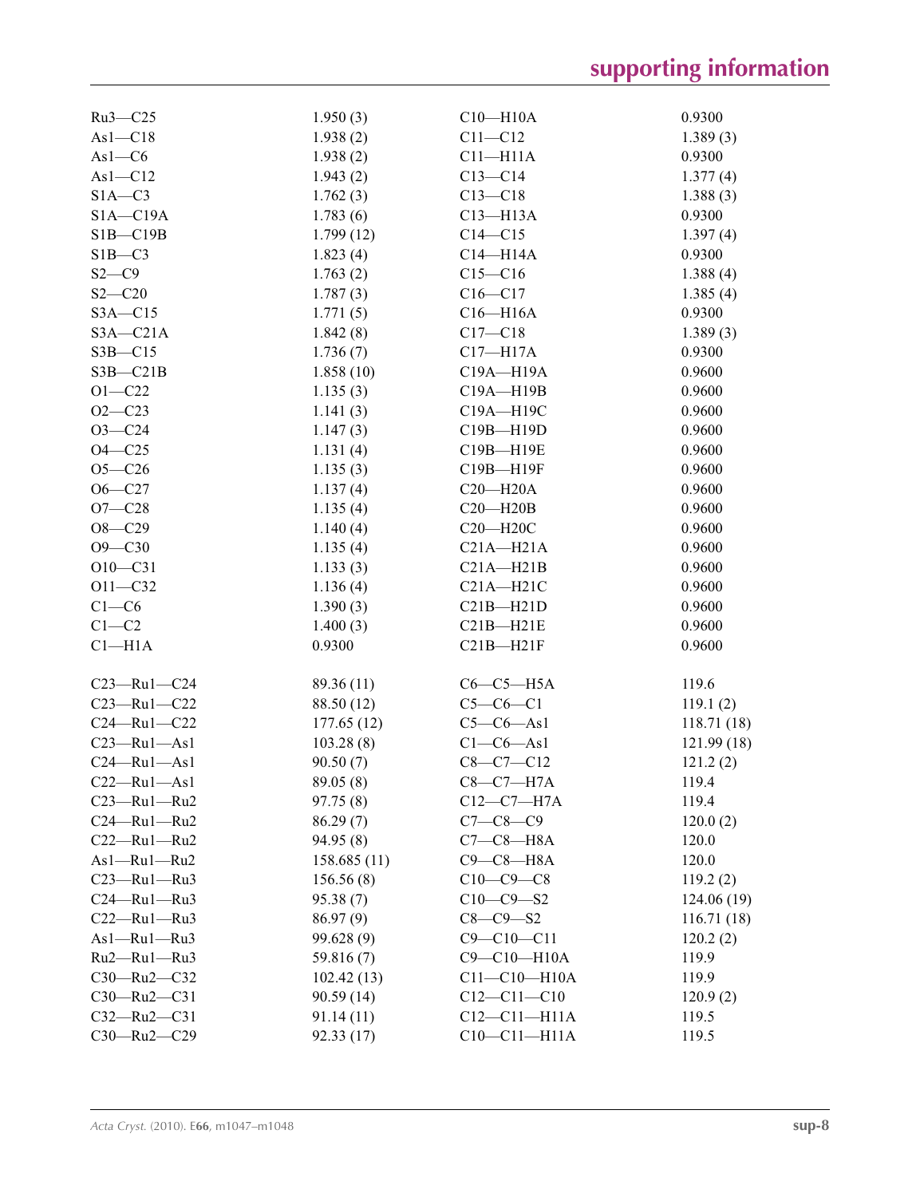| | | | |
|---|---|---|---|
| Ru3—C25 | 1.950 (3) | C10—H10A | 0.9300 |
| As1—C18 | 1.938 (2) | C11—C12 | 1.389 (3) |
| As1—C6 | 1.938 (2) | C11—H11A | 0.9300 |
| As1—C12 | 1.943 (2) | C13—C14 | 1.377 (4) |
| S1A—C3 | 1.762 (3) | C13—C18 | 1.388 (3) |
| S1A—C19A | 1.783 (6) | C13—H13A | 0.9300 |
| S1B—C19B | 1.799 (12) | C14—C15 | 1.397 (4) |
| S1B—C3 | 1.823 (4) | C14—H14A | 0.9300 |
| S2—C9 | 1.763 (2) | C15—C16 | 1.388 (4) |
| S2—C20 | 1.787 (3) | C16—C17 | 1.385 (4) |
| S3A—C15 | 1.771 (5) | C16—H16A | 0.9300 |
| S3A—C21A | 1.842 (8) | C17—C18 | 1.389 (3) |
| S3B—C15 | 1.736 (7) | C17—H17A | 0.9300 |
| S3B—C21B | 1.858 (10) | C19A—H19A | 0.9600 |
| O1—C22 | 1.135 (3) | C19A—H19B | 0.9600 |
| O2—C23 | 1.141 (3) | C19A—H19C | 0.9600 |
| O3—C24 | 1.147 (3) | C19B—H19D | 0.9600 |
| O4—C25 | 1.131 (4) | C19B—H19E | 0.9600 |
| O5—C26 | 1.135 (3) | C19B—H19F | 0.9600 |
| O6—C27 | 1.137 (4) | C20—H20A | 0.9600 |
| O7—C28 | 1.135 (4) | C20—H20B | 0.9600 |
| O8—C29 | 1.140 (4) | C20—H20C | 0.9600 |
| O9—C30 | 1.135 (4) | C21A—H21A | 0.9600 |
| O10—C31 | 1.133 (3) | C21A—H21B | 0.9600 |
| O11—C32 | 1.136 (4) | C21A—H21C | 0.9600 |
| C1—C6 | 1.390 (3) | C21B—H21D | 0.9600 |
| C1—C2 | 1.400 (3) | C21B—H21E | 0.9600 |
| C1—H1A | 0.9300 | C21B—H21F | 0.9600 |

| | | | |
|---|---|---|---|
| C23—Ru1—C24 | 89.36 (11) | C6—C5—H5A | 119.6 |
| C23—Ru1—C22 | 88.50 (12) | C5—C6—C1 | 119.1 (2) |
| C24—Ru1—C22 | 177.65 (12) | C5—C6—As1 | 118.71 (18) |
| C23—Ru1—As1 | 103.28 (8) | C1—C6—As1 | 121.99 (18) |
| C24—Ru1—As1 | 90.50 (7) | C8—C7—C12 | 121.2 (2) |
| C22—Ru1—As1 | 89.05 (8) | C8—C7—H7A | 119.4 |
| C23—Ru1—Ru2 | 97.75 (8) | C12—C7—H7A | 119.4 |
| C24—Ru1—Ru2 | 86.29 (7) | C7—C8—C9 | 120.0 (2) |
| C22—Ru1—Ru2 | 94.95 (8) | C7—C8—H8A | 120.0 |
| As1—Ru1—Ru2 | 158.685 (11) | C9—C8—H8A | 120.0 |
| C23—Ru1—Ru3 | 156.56 (8) | C10—C9—C8 | 119.2 (2) |
| C24—Ru1—Ru3 | 95.38 (7) | C10—C9—S2 | 124.06 (19) |
| C22—Ru1—Ru3 | 86.97 (9) | C8—C9—S2 | 116.71 (18) |
| As1—Ru1—Ru3 | 99.628 (9) | C9—C10—C11 | 120.2 (2) |
| Ru2—Ru1—Ru3 | 59.816 (7) | C9—C10—H10A | 119.9 |
| C30—Ru2—C32 | 102.42 (13) | C11—C10—H10A | 119.9 |
| C30—Ru2—C31 | 90.59 (14) | C12—C11—C10 | 120.9 (2) |
| C32—Ru2—C31 | 91.14 (11) | C12—C11—H11A | 119.5 |
| C30—Ru2—C29 | 92.33 (17) | C10—C11—H11A | 119.5 |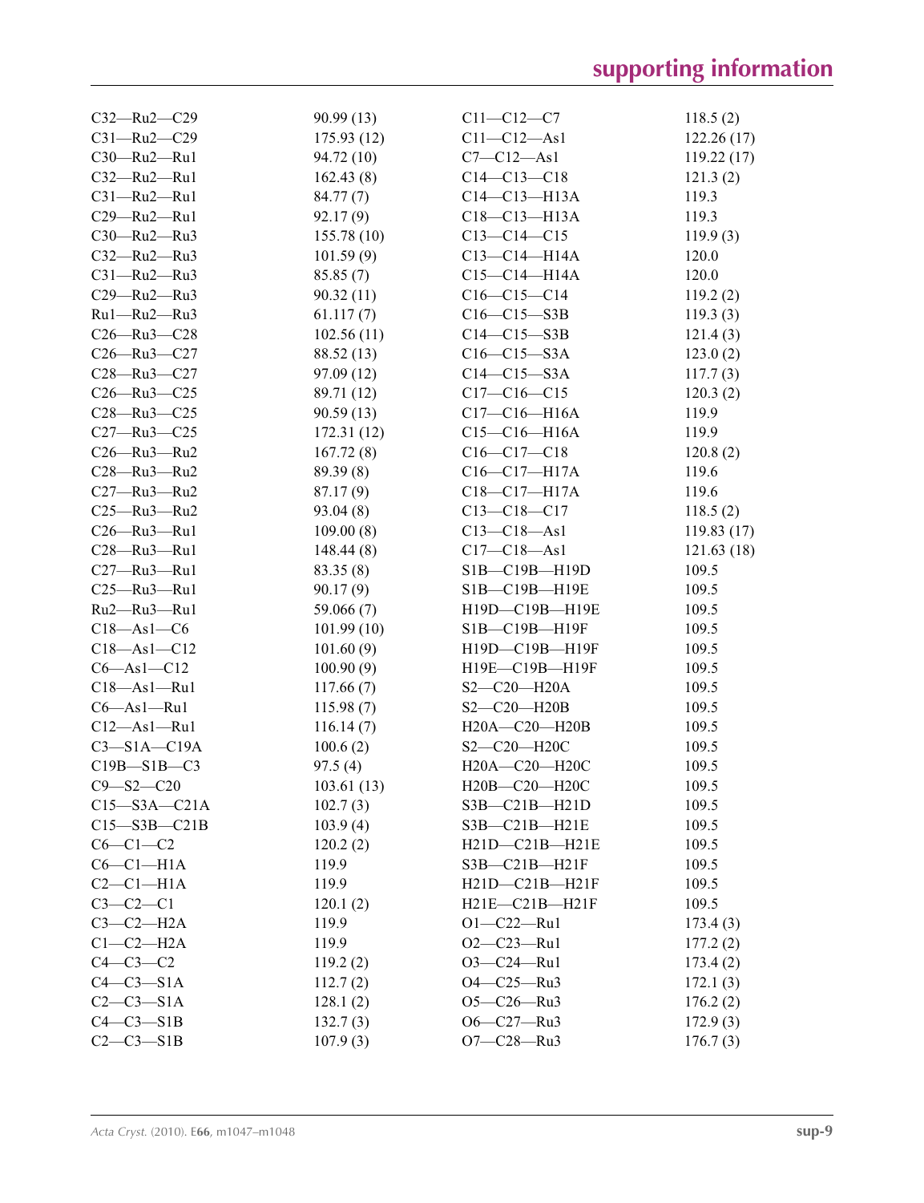| | | | |
|---|---|---|---|
| C32—Ru2—C29 | 90.99 (13) | C11—C12—C7 | 118.5 (2) |
| C31—Ru2—C29 | 175.93 (12) | C11—C12—As1 | 122.26 (17) |
| C30—Ru2—Ru1 | 94.72 (10) | C7—C12—As1 | 119.22 (17) |
| C32—Ru2—Ru1 | 162.43 (8) | C14—C13—C18 | 121.3 (2) |
| C31—Ru2—Ru1 | 84.77 (7) | C14—C13—H13A | 119.3 |
| C29—Ru2—Ru1 | 92.17 (9) | C18—C13—H13A | 119.3 |
| C30—Ru2—Ru3 | 155.78 (10) | C13—C14—C15 | 119.9 (3) |
| C32—Ru2—Ru3 | 101.59 (9) | C13—C14—H14A | 120.0 |
| C31—Ru2—Ru3 | 85.85 (7) | C15—C14—H14A | 120.0 |
| C29—Ru2—Ru3 | 90.32 (11) | C16—C15—C14 | 119.2 (2) |
| Ru1—Ru2—Ru3 | 61.117 (7) | C16—C15—S3B | 119.3 (3) |
| C26—Ru3—C28 | 102.56 (11) | C14—C15—S3B | 121.4 (3) |
| C26—Ru3—C27 | 88.52 (13) | C16—C15—S3A | 123.0 (2) |
| C28—Ru3—C27 | 97.09 (12) | C14—C15—S3A | 117.7 (3) |
| C26—Ru3—C25 | 89.71 (12) | C17—C16—C15 | 120.3 (2) |
| C28—Ru3—C25 | 90.59 (13) | C17—C16—H16A | 119.9 |
| C27—Ru3—C25 | 172.31 (12) | C15—C16—H16A | 119.9 |
| C26—Ru3—Ru2 | 167.72 (8) | C16—C17—C18 | 120.8 (2) |
| C28—Ru3—Ru2 | 89.39 (8) | C16—C17—H17A | 119.6 |
| C27—Ru3—Ru2 | 87.17 (9) | C18—C17—H17A | 119.6 |
| C25—Ru3—Ru2 | 93.04 (8) | C13—C18—C17 | 118.5 (2) |
| C26—Ru3—Ru1 | 109.00 (8) | C13—C18—As1 | 119.83 (17) |
| C28—Ru3—Ru1 | 148.44 (8) | C17—C18—As1 | 121.63 (18) |
| C27—Ru3—Ru1 | 83.35 (8) | S1B—C19B—H19D | 109.5 |
| C25—Ru3—Ru1 | 90.17 (9) | S1B—C19B—H19E | 109.5 |
| Ru2—Ru3—Ru1 | 59.066 (7) | H19D—C19B—H19E | 109.5 |
| C18—As1—C6 | 101.99 (10) | S1B—C19B—H19F | 109.5 |
| C18—As1—C12 | 101.60 (9) | H19D—C19B—H19F | 109.5 |
| C6—As1—C12 | 100.90 (9) | H19E—C19B—H19F | 109.5 |
| C18—As1—Ru1 | 117.66 (7) | S2—C20—H20A | 109.5 |
| C6—As1—Ru1 | 115.98 (7) | S2—C20—H20B | 109.5 |
| C12—As1—Ru1 | 116.14 (7) | H20A—C20—H20B | 109.5 |
| C3—S1A—C19A | 100.6 (2) | S2—C20—H20C | 109.5 |
| C19B—S1B—C3 | 97.5 (4) | H20A—C20—H20C | 109.5 |
| C9—S2—C20 | 103.61 (13) | H20B—C20—H20C | 109.5 |
| C15—S3A—C21A | 102.7 (3) | S3B—C21B—H21D | 109.5 |
| C15—S3B—C21B | 103.9 (4) | S3B—C21B—H21E | 109.5 |
| C6—C1—C2 | 120.2 (2) | H21D—C21B—H21E | 109.5 |
| C6—C1—H1A | 119.9 | S3B—C21B—H21F | 109.5 |
| C2—C1—H1A | 119.9 | H21D—C21B—H21F | 109.5 |
| C3—C2—C1 | 120.1 (2) | H21E—C21B—H21F | 109.5 |
| C3—C2—H2A | 119.9 | O1—C22—Ru1 | 173.4 (3) |
| C1—C2—H2A | 119.9 | O2—C23—Ru1 | 177.2 (2) |
| C4—C3—C2 | 119.2 (2) | O3—C24—Ru1 | 173.4 (2) |
| C4—C3—S1A | 112.7 (2) | O4—C25—Ru3 | 172.1 (3) |
| C2—C3—S1A | 128.1 (2) | O5—C26—Ru3 | 176.2 (2) |
| C4—C3—S1B | 132.7 (3) | O6—C27—Ru3 | 172.9 (3) |
| C2—C3—S1B | 107.9 (3) | O7—C28—Ru3 | 176.7 (3) |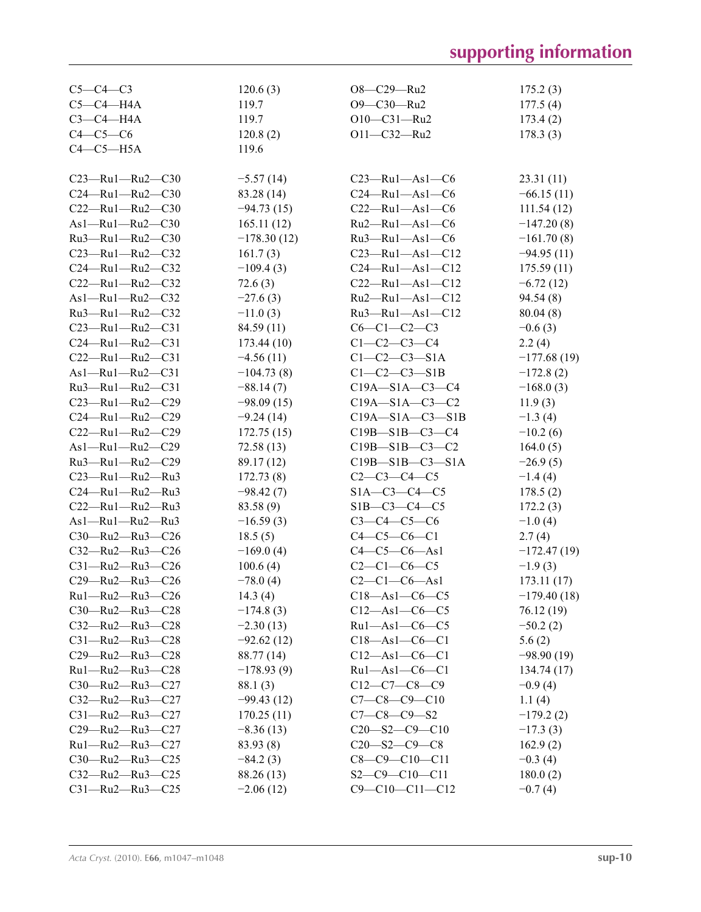| | | | |
|---|---|---|---|
| C5—C4—C3 | 120.6 (3) | O8—C29—Ru2 | 175.2 (3) |
| C5—C4—H4A | 119.7 | O9—C30—Ru2 | 177.5 (4) |
| C3—C4—H4A | 119.7 | O10—C31—Ru2 | 173.4 (2) |
| C4—C5—C6 | 120.8 (2) | O11—C32—Ru2 | 178.3 (3) |
| C4—C5—H5A | 119.6 | | |

| | | | |
|---|---|---|---|
| C23—Ru1—Ru2—C30 | −5.57 (14) | C23—Ru1—As1—C6 | 23.31 (11) |
| C24—Ru1—Ru2—C30 | 83.28 (14) | C24—Ru1—As1—C6 | −66.15 (11) |
| C22—Ru1—Ru2—C30 | −94.73 (15) | C22—Ru1—As1—C6 | 111.54 (12) |
| As1—Ru1—Ru2—C30 | 165.11 (12) | Ru2—Ru1—As1—C6 | −147.20 (8) |
| Ru3—Ru1—Ru2—C30 | −178.30 (12) | Ru3—Ru1—As1—C6 | −161.70 (8) |
| C23—Ru1—Ru2—C32 | 161.7 (3) | C23—Ru1—As1—C12 | −94.95 (11) |
| C24—Ru1—Ru2—C32 | −109.4 (3) | C24—Ru1—As1—C12 | 175.59 (11) |
| C22—Ru1—Ru2—C32 | 72.6 (3) | C22—Ru1—As1—C12 | −6.72 (12) |
| As1—Ru1—Ru2—C32 | −27.6 (3) | Ru2—Ru1—As1—C12 | 94.54 (8) |
| Ru3—Ru1—Ru2—C32 | −11.0 (3) | Ru3—Ru1—As1—C12 | 80.04 (8) |
| C23—Ru1—Ru2—C31 | 84.59 (11) | C6—C1—C2—C3 | −0.6 (3) |
| C24—Ru1—Ru2—C31 | 173.44 (10) | C1—C2—C3—C4 | 2.2 (4) |
| C22—Ru1—Ru2—C31 | −4.56 (11) | C1—C2—C3—S1A | −177.68 (19) |
| As1—Ru1—Ru2—C31 | −104.73 (8) | C1—C2—C3—S1B | −172.8 (2) |
| Ru3—Ru1—Ru2—C31 | −88.14 (7) | C19A—S1A—C3—C4 | −168.0 (3) |
| C23—Ru1—Ru2—C29 | −98.09 (15) | C19A—S1A—C3—C2 | 11.9 (3) |
| C24—Ru1—Ru2—C29 | −9.24 (14) | C19A—S1A—C3—S1B | −1.3 (4) |
| C22—Ru1—Ru2—C29 | 172.75 (15) | C19B—S1B—C3—C4 | −10.2 (6) |
| As1—Ru1—Ru2—C29 | 72.58 (13) | C19B—S1B—C3—C2 | 164.0 (5) |
| Ru3—Ru1—Ru2—C29 | 89.17 (12) | C19B—S1B—C3—S1A | −26.9 (5) |
| C23—Ru1—Ru2—Ru3 | 172.73 (8) | C2—C3—C4—C5 | −1.4 (4) |
| C24—Ru1—Ru2—Ru3 | −98.42 (7) | S1A—C3—C4—C5 | 178.5 (2) |
| C22—Ru1—Ru2—Ru3 | 83.58 (9) | S1B—C3—C4—C5 | 172.2 (3) |
| As1—Ru1—Ru2—Ru3 | −16.59 (3) | C3—C4—C5—C6 | −1.0 (4) |
| C30—Ru2—Ru3—C26 | 18.5 (5) | C4—C5—C6—C1 | 2.7 (4) |
| C32—Ru2—Ru3—C26 | −169.0 (4) | C4—C5—C6—As1 | −172.47 (19) |
| C31—Ru2—Ru3—C26 | 100.6 (4) | C2—C1—C6—C5 | −1.9 (3) |
| C29—Ru2—Ru3—C26 | −78.0 (4) | C2—C1—C6—As1 | 173.11 (17) |
| Ru1—Ru2—Ru3—C26 | 14.3 (4) | C18—As1—C6—C5 | −179.40 (18) |
| C30—Ru2—Ru3—C28 | −174.8 (3) | C12—As1—C6—C5 | 76.12 (19) |
| C32—Ru2—Ru3—C28 | −2.30 (13) | Ru1—As1—C6—C5 | −50.2 (2) |
| C31—Ru2—Ru3—C28 | −92.62 (12) | C18—As1—C6—C1 | 5.6 (2) |
| C29—Ru2—Ru3—C28 | 88.77 (14) | C12—As1—C6—C1 | −98.90 (19) |
| Ru1—Ru2—Ru3—C28 | −178.93 (9) | Ru1—As1—C6—C1 | 134.74 (17) |
| C30—Ru2—Ru3—C27 | 88.1 (3) | C12—C7—C8—C9 | −0.9 (4) |
| C32—Ru2—Ru3—C27 | −99.43 (12) | C7—C8—C9—C10 | 1.1 (4) |
| C31—Ru2—Ru3—C27 | 170.25 (11) | C7—C8—C9—S2 | −179.2 (2) |
| C29—Ru2—Ru3—C27 | −8.36 (13) | C20—S2—C9—C10 | −17.3 (3) |
| Ru1—Ru2—Ru3—C27 | 83.93 (8) | C20—S2—C9—C8 | 162.9 (2) |
| C30—Ru2—Ru3—C25 | −84.2 (3) | C8—C9—C10—C11 | −0.3 (4) |
| C32—Ru2—Ru3—C25 | 88.26 (13) | S2—C9—C10—C11 | 180.0 (2) |
| C31—Ru2—Ru3—C25 | −2.06 (12) | C9—C10—C11—C12 | −0.7 (4) |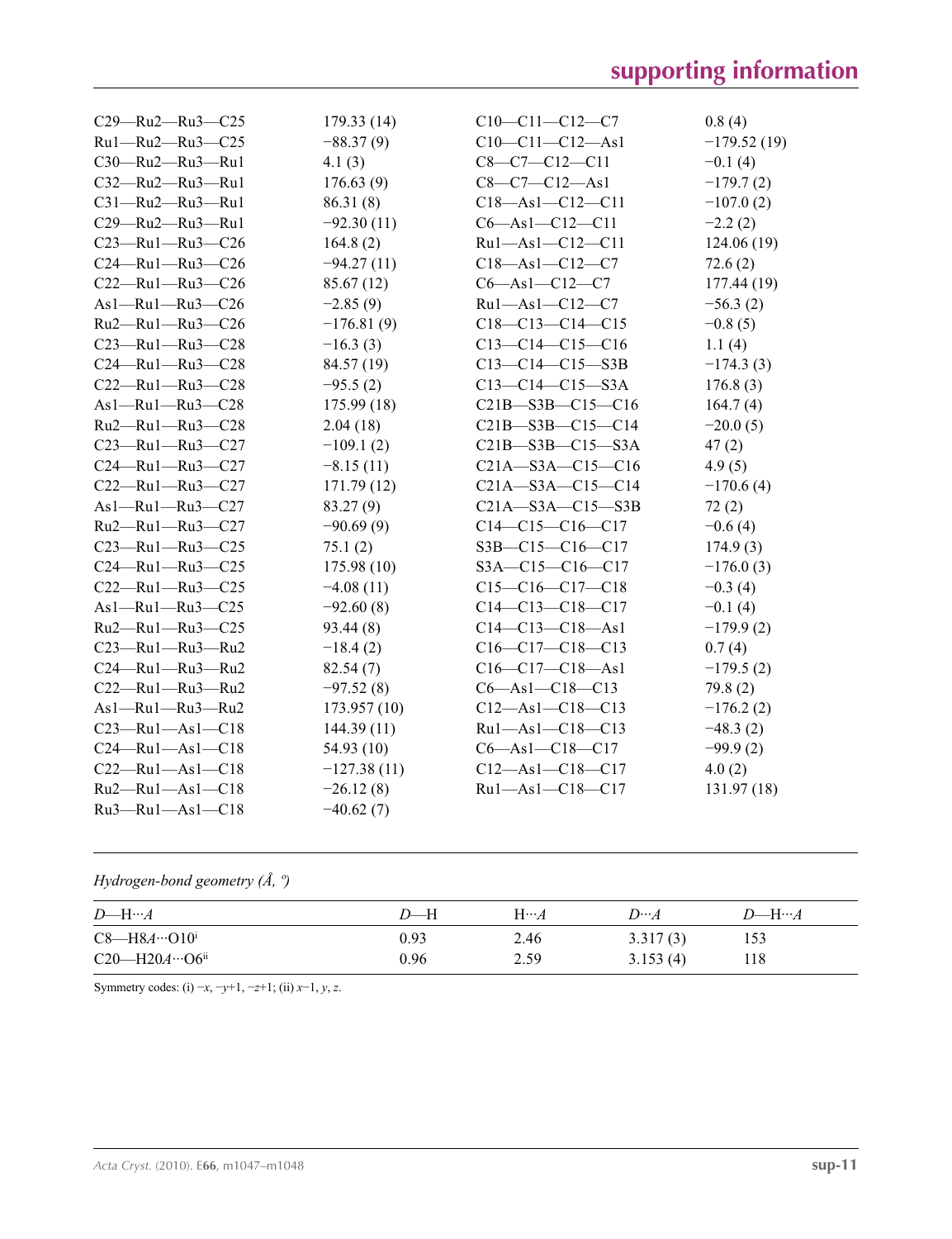| | | | |
|---|---|---|---|
| C29—Ru2—Ru3—C25 | 179.33 (14) | C10—C11—C12—C7 | 0.8 (4) |
| Ru1—Ru2—Ru3—C25 | −88.37 (9) | C10—C11—C12—As1 | −179.52 (19) |
| C30—Ru2—Ru3—Ru1 | 4.1 (3) | C8—C7—C12—C11 | −0.1 (4) |
| C32—Ru2—Ru3—Ru1 | 176.63 (9) | C8—C7—C12—As1 | −179.7 (2) |
| C31—Ru2—Ru3—Ru1 | 86.31 (8) | C18—As1—C12—C11 | −107.0 (2) |
| C29—Ru2—Ru3—Ru1 | −92.30 (11) | C6—As1—C12—C11 | −2.2 (2) |
| C23—Ru1—Ru3—C26 | 164.8 (2) | Ru1—As1—C12—C11 | 124.06 (19) |
| C24—Ru1—Ru3—C26 | −94.27 (11) | C18—As1—C12—C7 | 72.6 (2) |
| C22—Ru1—Ru3—C26 | 85.67 (12) | C6—As1—C12—C7 | 177.44 (19) |
| As1—Ru1—Ru3—C26 | −2.85 (9) | Ru1—As1—C12—C7 | −56.3 (2) |
| Ru2—Ru1—Ru3—C26 | −176.81 (9) | C18—C13—C14—C15 | −0.8 (5) |
| C23—Ru1—Ru3—C28 | −16.3 (3) | C13—C14—C15—C16 | 1.1 (4) |
| C24—Ru1—Ru3—C28 | 84.57 (19) | C13—C14—C15—S3B | −174.3 (3) |
| C22—Ru1—Ru3—C28 | −95.5 (2) | C13—C14—C15—S3A | 176.8 (3) |
| As1—Ru1—Ru3—C28 | 175.99 (18) | C21B—S3B—C15—C16 | 164.7 (4) |
| Ru2—Ru1—Ru3—C28 | 2.04 (18) | C21B—S3B—C15—C14 | −20.0 (5) |
| C23—Ru1—Ru3—C27 | −109.1 (2) | C21B—S3B—C15—S3A | 47 (2) |
| C24—Ru1—Ru3—C27 | −8.15 (11) | C21A—S3A—C15—C16 | 4.9 (5) |
| C22—Ru1—Ru3—C27 | 171.79 (12) | C21A—S3A—C15—C14 | −170.6 (4) |
| As1—Ru1—Ru3—C27 | 83.27 (9) | C21A—S3A—C15—S3B | 72 (2) |
| Ru2—Ru1—Ru3—C27 | −90.69 (9) | C14—C15—C16—C17 | −0.6 (4) |
| C23—Ru1—Ru3—C25 | 75.1 (2) | S3B—C15—C16—C17 | 174.9 (3) |
| C24—Ru1—Ru3—C25 | 175.98 (10) | S3A—C15—C16—C17 | −176.0 (3) |
| C22—Ru1—Ru3—C25 | −4.08 (11) | C15—C16—C17—C18 | −0.3 (4) |
| As1—Ru1—Ru3—C25 | −92.60 (8) | C14—C13—C18—C17 | −0.1 (4) |
| Ru2—Ru1—Ru3—C25 | 93.44 (8) | C14—C13—C18—As1 | −179.9 (2) |
| C23—Ru1—Ru3—Ru2 | −18.4 (2) | C16—C17—C18—C13 | 0.7 (4) |
| C24—Ru1—Ru3—Ru2 | 82.54 (7) | C16—C17—C18—As1 | −179.5 (2) |
| C22—Ru1—Ru3—Ru2 | −97.52 (8) | C6—As1—C18—C13 | 79.8 (2) |
| As1—Ru1—Ru3—Ru2 | 173.957 (10) | C12—As1—C18—C13 | −176.2 (2) |
| C23—Ru1—As1—C18 | 144.39 (11) | Ru1—As1—C18—C13 | −48.3 (2) |
| C24—Ru1—As1—C18 | 54.93 (10) | C6—As1—C18—C17 | −99.9 (2) |
| C22—Ru1—As1—C18 | −127.38 (11) | C12—As1—C18—C17 | 4.0 (2) |
| Ru2—Ru1—As1—C18 | −26.12 (8) | Ru1—As1—C18—C17 | 131.97 (18) |
| Ru3—Ru1—As1—C18 | −40.62 (7) | | |

*Hydrogen-bond geometry (Å, º)*

| *D*—H···*A* | *D*—H | H···*A* | *D*···*A* | *D*—H···*A* |
|---|---|---|---|---|
| C8—H8*A*···O10[i] | 0.93 | 2.46 | 3.317 (3) | 153 |
| C20—H20*A*···O6[ii] | 0.96 | 2.59 | 3.153 (4) | 118 |

Symmetry codes: (i) −*x*, −*y*+1, −*z*+1; (ii) *x*−1, *y*, *z*.